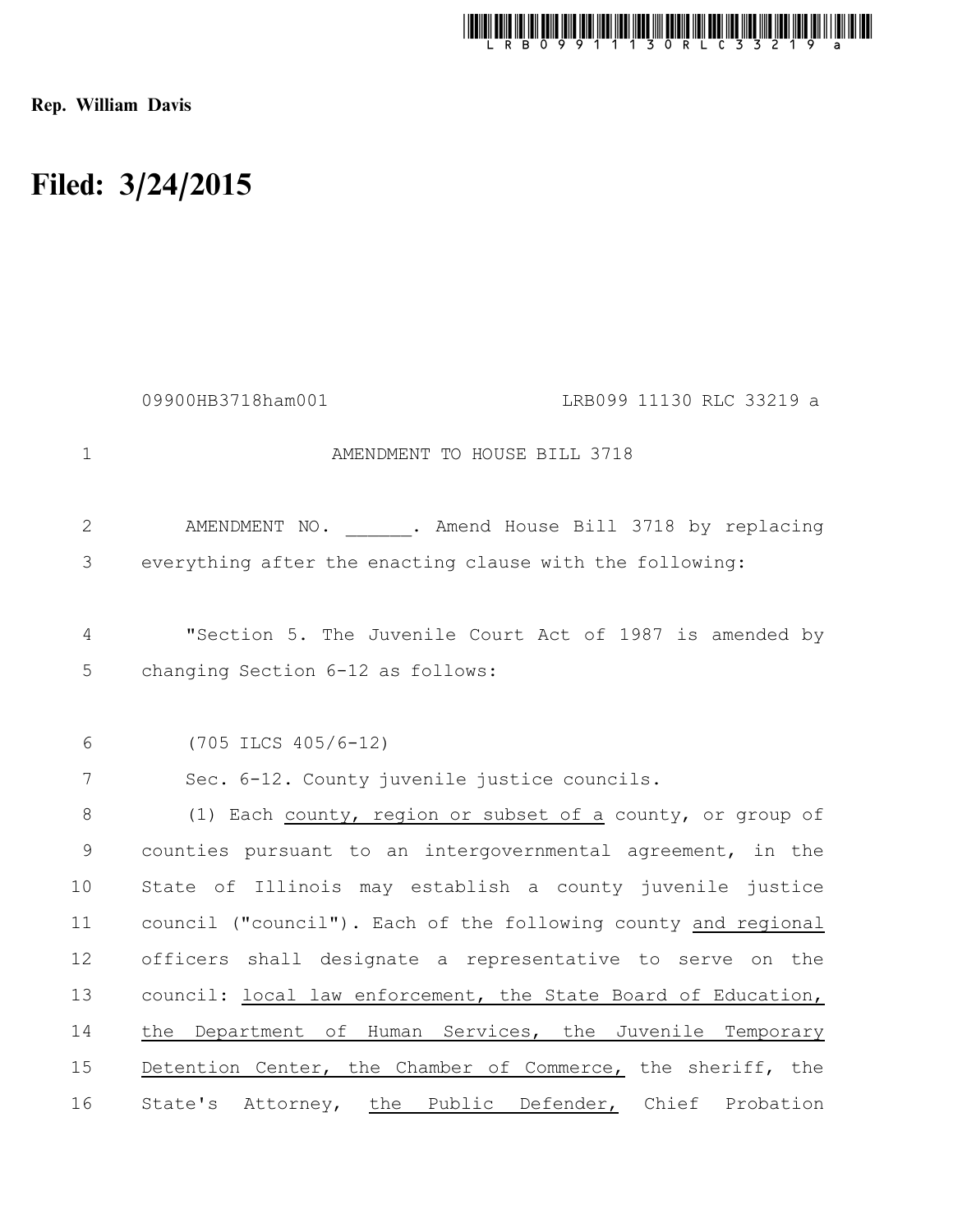Rep. William Davis

# Filed: 3/24/2015

09900HB3718ham001 LRB099 11130 RLC 33219 a

AMENDMENT TO HOUSE BILL 3718

AMENDMENT NO. ______. Amend House Bill 3718 by replacing everything after the enacting clause with the following:

"Section 5. The Juvenile Court Act of 1987 is amended by changing Section 6-12 as follows:

(705 ILCS 405/6-12)

Sec. 6-12. County juvenile justice councils.

(1) Each <u>county, region or subset of a</u> county, or group of counties pursuant to an intergovernmental agreement, in the State of Illinois may establish a county juvenile justice council ("council"). Each of the following county <u>and regional</u> officers shall designate a representative to serve on the council: <u>local law enforcement, the State Board of Education, the Department of Human Services, the Juvenile Temporary Detention Center, the Chamber of Commerce,</u> the sheriff, the State's Attorney, <u>the Public Defender,</u> Chief Probation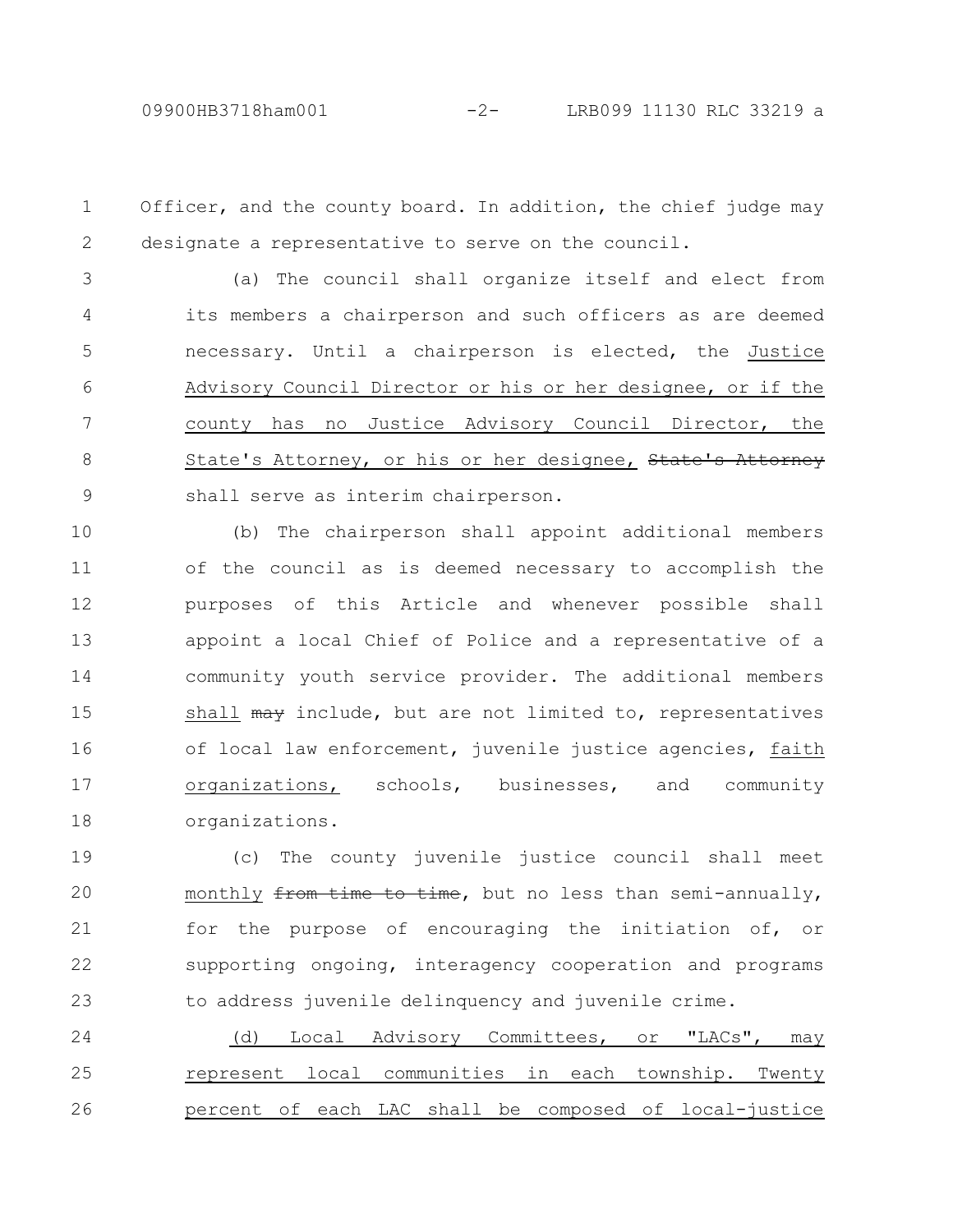Officer, and the county board. In addition, the chief judge may designate a representative to serve on the council.

(a) The council shall organize itself and elect from its members a chairperson and such officers as are deemed necessary. Until a chairperson is elected, the <u>Justice Advisory Council Director or his or her designee, or if the county has no Justice Advisory Council Director, the State's Attorney, or his or her designee,</u> ~~State's Attorney~~ shall serve as interim chairperson.

(b) The chairperson shall appoint additional members of the council as is deemed necessary to accomplish the purposes of this Article and whenever possible shall appoint a local Chief of Police and a representative of a community youth service provider. The additional members <u>shall</u> ~~may~~ include, but are not limited to, representatives of local law enforcement, juvenile justice agencies, <u>faith organizations,</u> schools, businesses, and community organizations.

(c) The county juvenile justice council shall meet <u>monthly</u> ~~from time to time~~, but no less than semi-annually, for the purpose of encouraging the initiation of, or supporting ongoing, interagency cooperation and programs to address juvenile delinquency and juvenile crime.

<u>(d) Local Advisory Committees, or "LACs", may represent local communities in each township. Twenty percent of each LAC shall be composed of local-justice</u>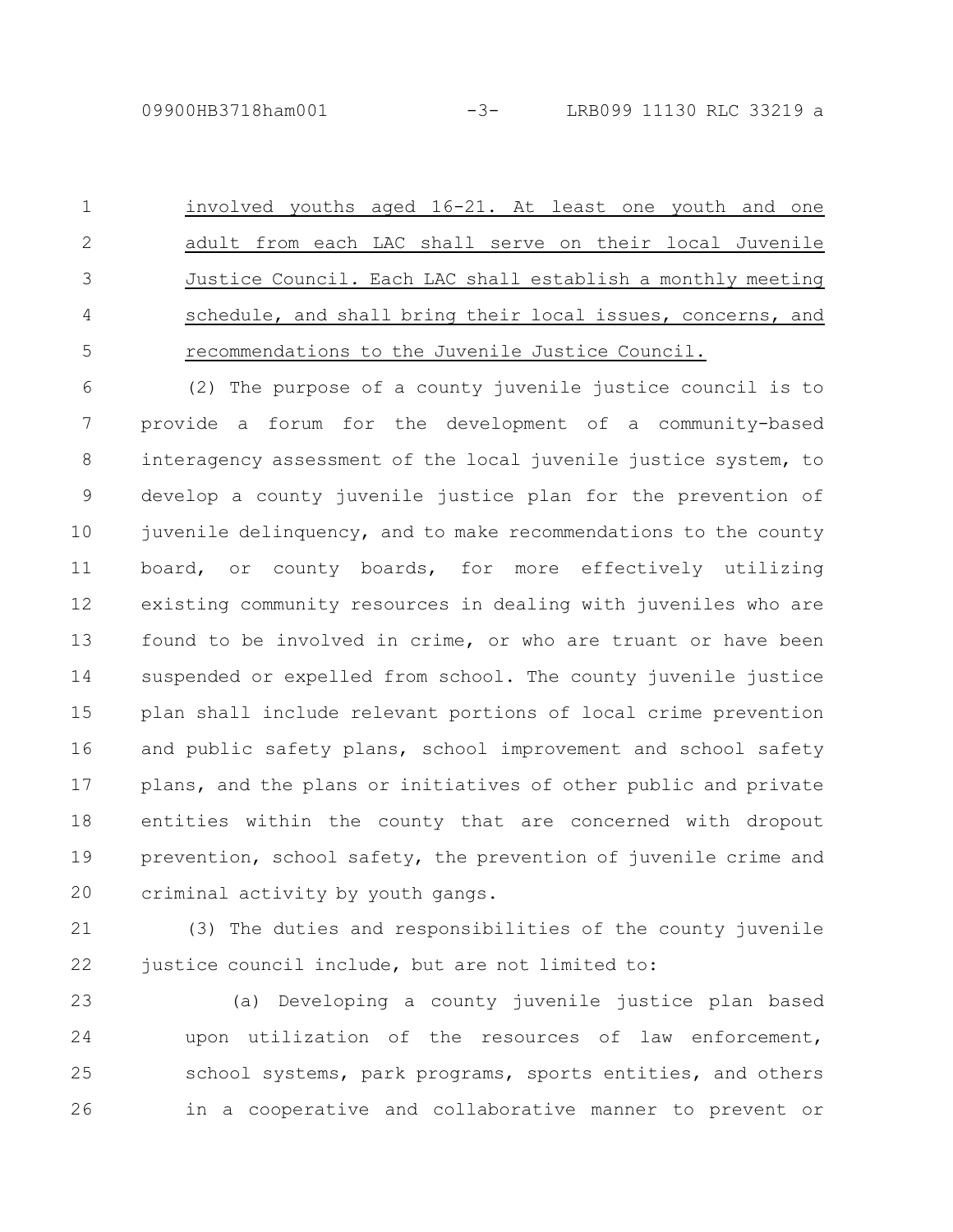involved youths aged 16-21. At least one youth and one adult from each LAC shall serve on their local Juvenile Justice Council. Each LAC shall establish a monthly meeting schedule, and shall bring their local issues, concerns, and recommendations to the Juvenile Justice Council.

(2) The purpose of a county juvenile justice council is to provide a forum for the development of a community-based interagency assessment of the local juvenile justice system, to develop a county juvenile justice plan for the prevention of juvenile delinquency, and to make recommendations to the county board, or county boards, for more effectively utilizing existing community resources in dealing with juveniles who are found to be involved in crime, or who are truant or have been suspended or expelled from school. The county juvenile justice plan shall include relevant portions of local crime prevention and public safety plans, school improvement and school safety plans, and the plans or initiatives of other public and private entities within the county that are concerned with dropout prevention, school safety, the prevention of juvenile crime and criminal activity by youth gangs.

(3) The duties and responsibilities of the county juvenile justice council include, but are not limited to:

(a) Developing a county juvenile justice plan based upon utilization of the resources of law enforcement, school systems, park programs, sports entities, and others in a cooperative and collaborative manner to prevent or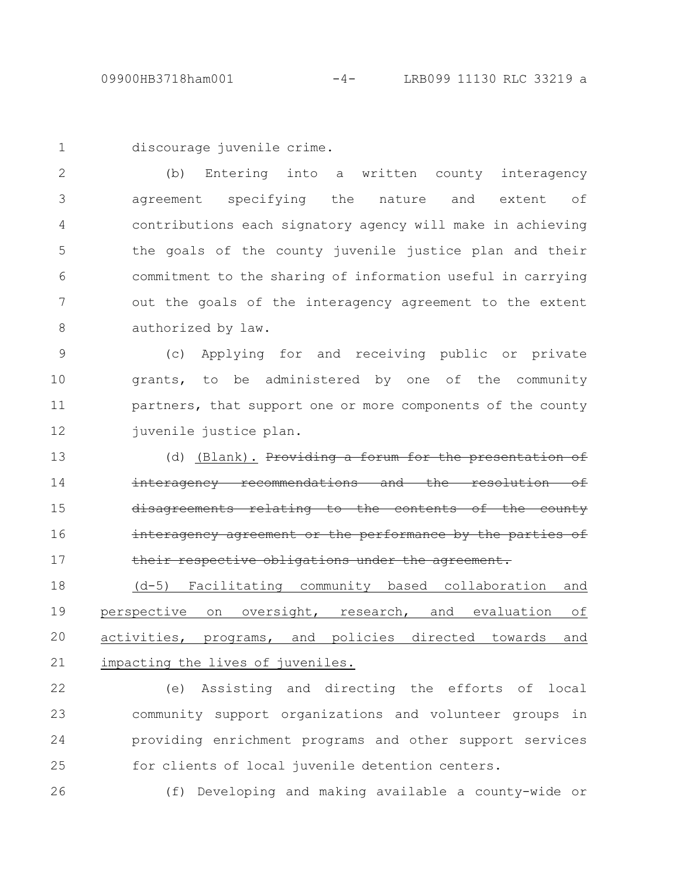discourage juvenile crime.

(b) Entering into a written county interagency agreement specifying the nature and extent of contributions each signatory agency will make in achieving the goals of the county juvenile justice plan and their commitment to the sharing of information useful in carrying out the goals of the interagency agreement to the extent authorized by law.

(c) Applying for and receiving public or private grants, to be administered by one of the community partners, that support one or more components of the county juvenile justice plan.

(d) <u>(Blank).</u> ~~Providing a forum for the presentation of interagency recommendations and the resolution of disagreements relating to the contents of the county interagency agreement or the performance by the parties of their respective obligations under the agreement.~~

<u>(d-5) Facilitating community based collaboration and perspective on oversight, research, and evaluation of activities, programs, and policies directed towards and impacting the lives of juveniles.</u>

(e) Assisting and directing the efforts of local community support organizations and volunteer groups in providing enrichment programs and other support services for clients of local juvenile detention centers.

(f) Developing and making available a county-wide or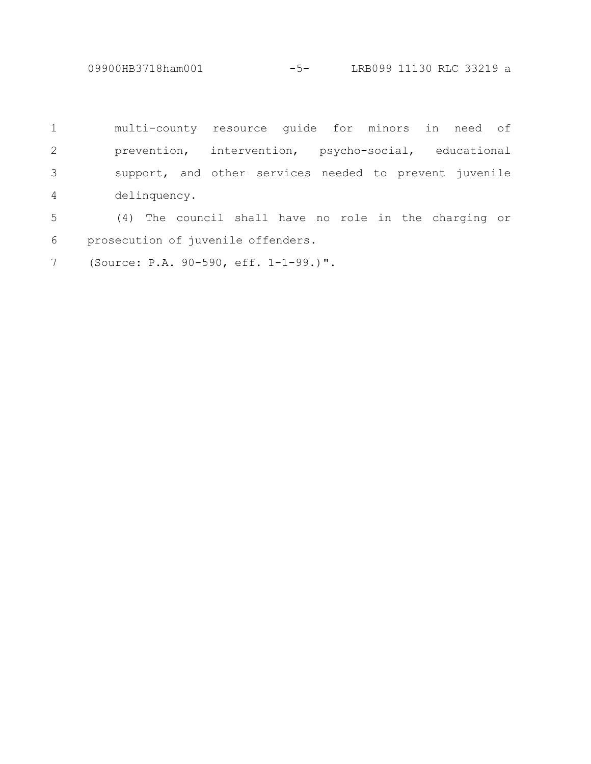multi-county resource guide for minors in need of prevention, intervention, psycho-social, educational support, and other services needed to prevent juvenile delinquency.

(4) The council shall have no role in the charging or prosecution of juvenile offenders.

(Source: P.A. 90-590, eff. 1-1-99.)".